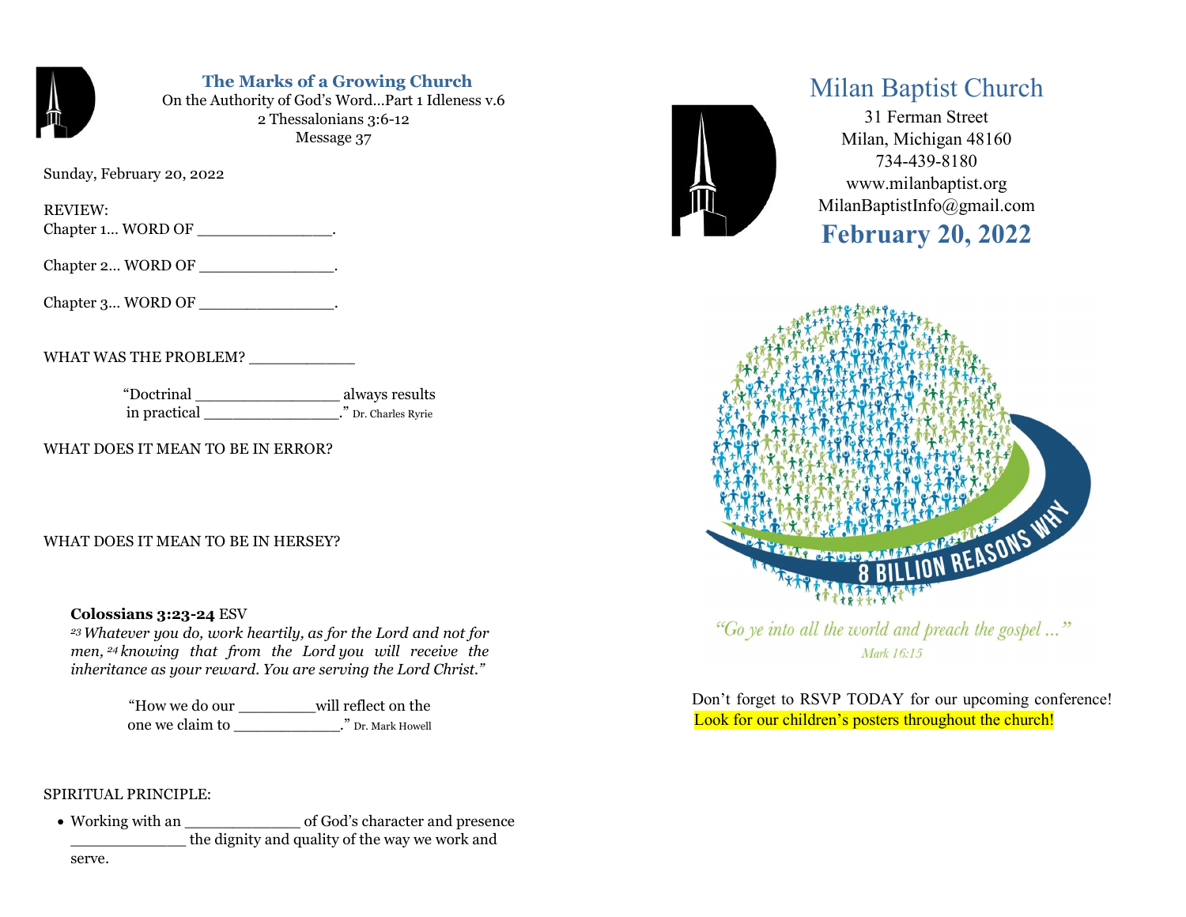## The Marks of a Growing Church

On the Authority of God's Word…Part 1 Idleness v.6
2 Thessalonians 3:6-12
Message 37

Sunday, February 20, 2022

REVIEW:
Chapter 1… WORD OF _______________.

Chapter 2… WORD OF _______________.

Chapter 3… WORD OF _______________.

WHAT WAS THE PROBLEM? ___________

"Doctrinal ________________ always results in practical _______________." Dr. Charles Ryrie

WHAT DOES IT MEAN TO BE IN ERROR?

WHAT DOES IT MEAN TO BE IN HERSEY?

**Colossians 3:23-24** ESV
*23 Whatever you do, work heartily, as for the Lord and not for men, 24 knowing that from the Lord you will receive the inheritance as your reward. You are serving the Lord Christ."*

"How we do our ________will reflect on the one we claim to ___________." Dr. Mark Howell

SPIRITUAL PRINCIPLE:

- Working with an ____________ of God's character and presence ____________ the dignity and quality of the way we work and serve.

# Milan Baptist Church

31 Ferman Street
Milan, Michigan 48160
734-439-8180
www.milanbaptist.org
MilanBaptistInfo@gmail.com

## February 20, 2022

8 BILLION REASONS WHY

*"Go ye into all the world and preach the gospel …"*
*Mark 16:15*

Don't forget to RSVP TODAY for our upcoming conference!
Look for our children's posters throughout the church!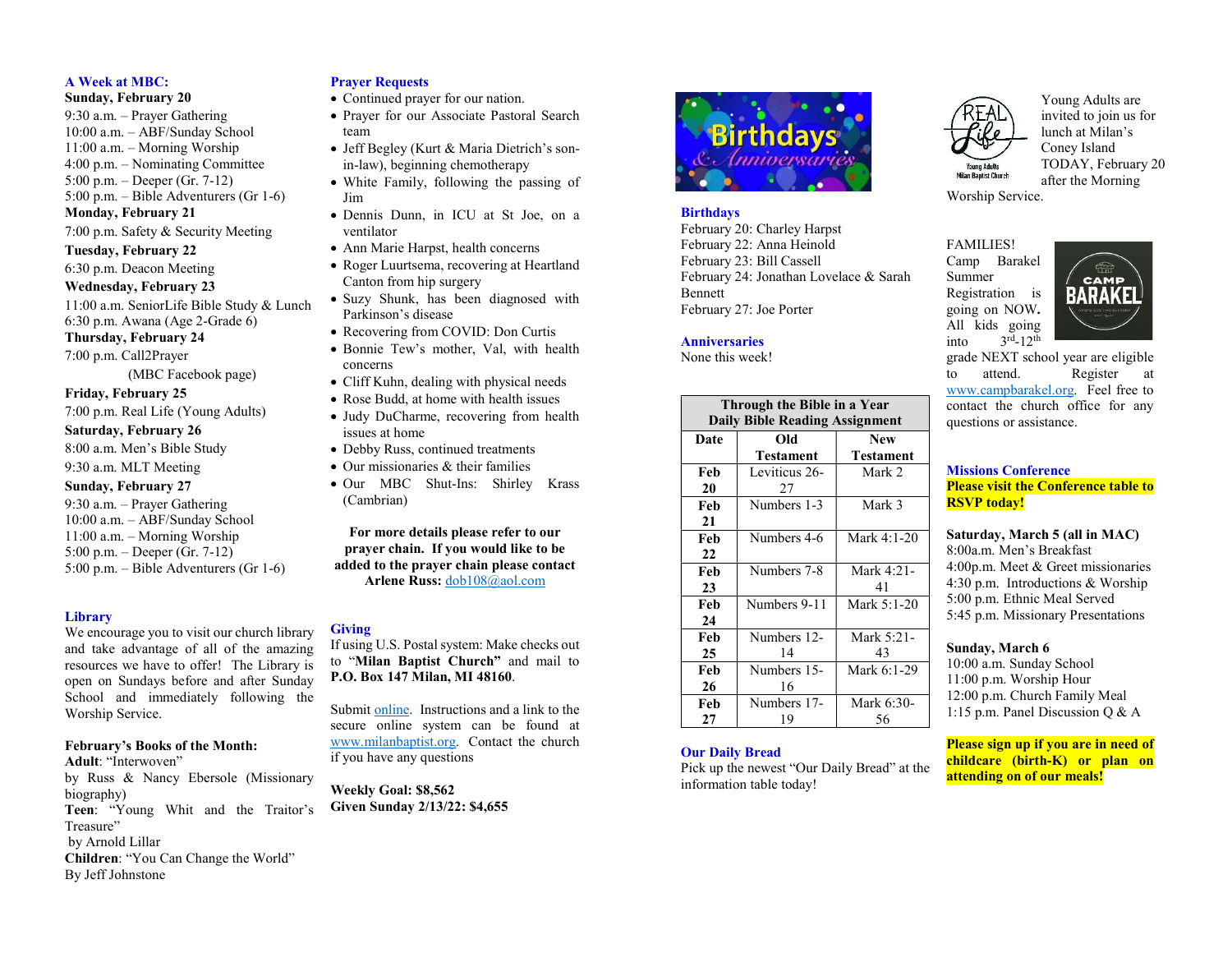### A Week at MBC:

**Sunday, February 20**
9:30 a.m. – Prayer Gathering
10:00 a.m. – ABF/Sunday School
11:00 a.m. – Morning Worship
4:00 p.m. – Nominating Committee
5:00 p.m. – Deeper (Gr. 7-12)
5:00 p.m. – Bible Adventurers (Gr 1-6)

**Monday, February 21**
7:00 p.m. Safety & Security Meeting

**Tuesday, February 22**
6:30 p.m. Deacon Meeting

**Wednesday, February 23**
11:00 a.m. SeniorLife Bible Study & Lunch
6:30 p.m. Awana (Age 2-Grade 6)

**Thursday, February 24**
7:00 p.m. Call2Prayer
(MBC Facebook page)

**Friday, February 25**
7:00 p.m. Real Life (Young Adults)

**Saturday, February 26**
8:00 a.m. Men's Bible Study
9:30 a.m. MLT Meeting

**Sunday, February 27**
9:30 a.m. – Prayer Gathering
10:00 a.m. – ABF/Sunday School
11:00 a.m. – Morning Worship
5:00 p.m. – Deeper (Gr. 7-12)
5:00 p.m. – Bible Adventurers (Gr 1-6)

### Library

We encourage you to visit our church library and take advantage of all of the amazing resources we have to offer! The Library is open on Sundays before and after Sunday School and immediately following the Worship Service.

**February's Books of the Month:**
**Adult**: "Interwoven"
by Russ & Nancy Ebersole (Missionary biography)
**Teen**: "Young Whit and the Traitor's Treasure"
by Arnold Lillar
**Children**: "You Can Change the World"
By Jeff Johnstone

### Prayer Requests

- Continued prayer for our nation.
- Prayer for our Associate Pastoral Search team
- Jeff Begley (Kurt & Maria Dietrich's son-in-law), beginning chemotherapy
- White Family, following the passing of Jim
- Dennis Dunn, in ICU at St Joe, on a ventilator
- Ann Marie Harpst, health concerns
- Roger Luurtsema, recovering at Heartland Canton from hip surgery
- Suzy Shunk, has been diagnosed with Parkinson's disease
- Recovering from COVID: Don Curtis
- Bonnie Tew's mother, Val, with health concerns
- Cliff Kuhn, dealing with physical needs
- Rose Budd, at home with health issues
- Judy DuCharme, recovering from health issues at home
- Debby Russ, continued treatments
- Our missionaries & their families
- Our MBC Shut-Ins: Shirley Krass (Cambrian)

**For more details please refer to our prayer chain. If you would like to be added to the prayer chain please contact Arlene Russ:** dob108@aol.com

### Giving

If using U.S. Postal system: Make checks out to "**Milan Baptist Church"** and mail to **P.O. Box 147 Milan, MI 48160**.

Submit online. Instructions and a link to the secure online system can be found at www.milanbaptist.org. Contact the church if you have any questions

**Weekly Goal: $8,562**
**Given Sunday 2/13/22: $4,655**

Birthdays & Anniversaries

### Birthdays

February 20: Charley Harpst
February 22: Anna Heinold
February 23: Bill Cassell
February 24: Jonathan Lovelace & Sarah Bennett
February 27: Joe Porter

### Anniversaries

None this week!

| Through the Bible in a Year Daily Bible Reading Assignment | | |
|---|---|---|
| **Date** | **Old Testament** | **New Testament** |
| **Feb 20** | Leviticus 26-27 | Mark 2 |
| **Feb 21** | Numbers 1-3 | Mark 3 |
| **Feb 22** | Numbers 4-6 | Mark 4:1-20 |
| **Feb 23** | Numbers 7-8 | Mark 4:21-41 |
| **Feb 24** | Numbers 9-11 | Mark 5:1-20 |
| **Feb 25** | Numbers 12-14 | Mark 5:21-43 |
| **Feb 26** | Numbers 15-16 | Mark 6:1-29 |
| **Feb 27** | Numbers 17-19 | Mark 6:30-56 |

### Our Daily Bread

Pick up the newest "Our Daily Bread" at the information table today!

REAL Life
Young Adults
Milan Baptist Church

Young Adults are invited to join us for lunch at Milan's Coney Island TODAY, February 20 after the Morning Worship Service.

FAMILIES! Camp Barakel Summer Registration is going on NOW**.** All kids going into 3rd-12th grade NEXT school year are eligible to attend. Register at www.campbarakel.org. Feel free to contact the church office for any questions or assistance.

### Missions Conference

**Please visit the Conference table to RSVP today!**

**Saturday, March 5 (all in MAC)**
8:00a.m. Men's Breakfast
4:00p.m. Meet & Greet missionaries
4:30 p.m. Introductions & Worship
5:00 p.m. Ethnic Meal Served
5:45 p.m. Missionary Presentations

**Sunday, March 6**
10:00 a.m. Sunday School
11:00 p.m. Worship Hour
12:00 p.m. Church Family Meal
1:15 p.m. Panel Discussion Q & A

**Please sign up if you are in need of childcare (birth-K) or plan on attending on of our meals!**